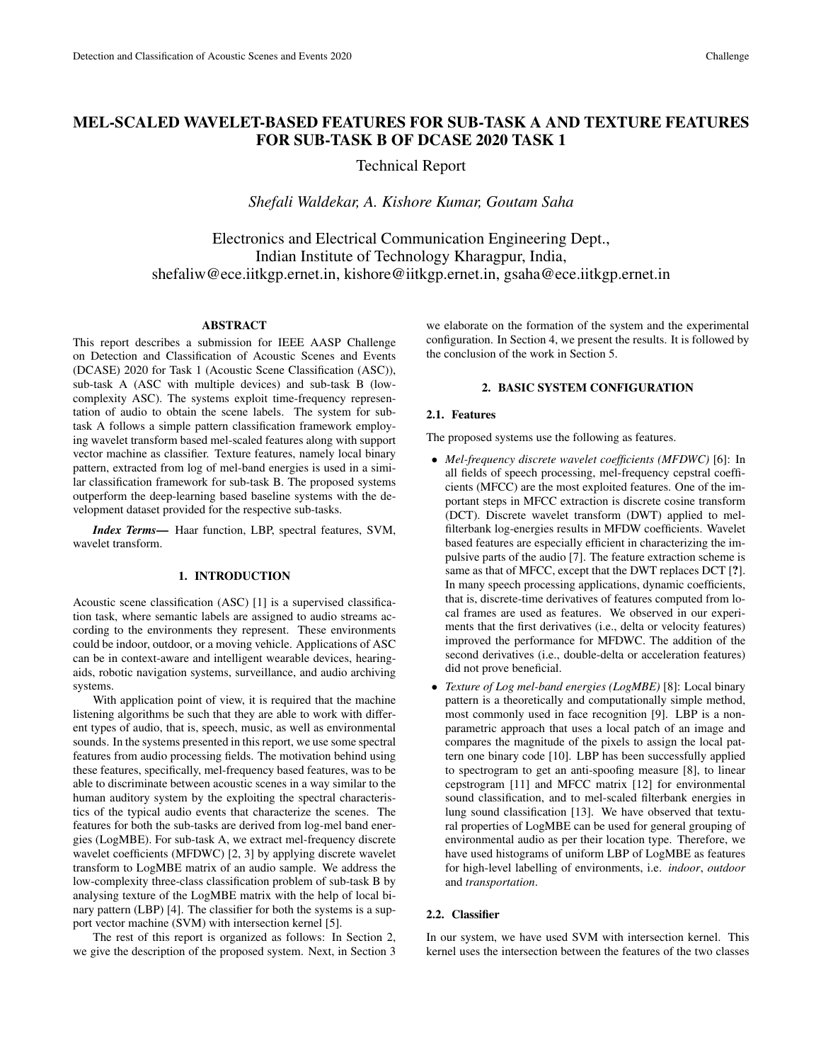// Running header "Detection and Classification of Acoustic Scenes and Events 2020 / Challenge" omitted per rule 6.
# MEL-SCALED WAVELET-BASED FEATURES FOR SUB-TASK A AND TEXTURE FEATURES FOR SUB-TASK B OF DCASE 2020 TASK 1

Technical Report

*Shefali Waldekar, A. Kishore Kumar, Goutam Saha*

Electronics and Electrical Communication Engineering Dept.,
Indian Institute of Technology Kharagpur, India,
shefaliw@ece.iitkgp.ernet.in, kishore@iitkgp.ernet.in, gsaha@ece.iitkgp.ernet.in

## ABSTRACT

This report describes a submission for IEEE AASP Challenge on Detection and Classification of Acoustic Scenes and Events (DCASE) 2020 for Task 1 (Acoustic Scene Classification (ASC)), sub-task A (ASC with multiple devices) and sub-task B (low-complexity ASC). The systems exploit time-frequency representation of audio to obtain the scene labels. The system for sub-task A follows a simple pattern classification framework employing wavelet transform based mel-scaled features along with support vector machine as classifier. Texture features, namely local binary pattern, extracted from log of mel-band energies is used in a similar classification framework for sub-task B. The proposed systems outperform the deep-learning based baseline systems with the development dataset provided for the respective sub-tasks.

***Index Terms*—** Haar function, LBP, spectral features, SVM, wavelet transform.

## 1. INTRODUCTION

Acoustic scene classification (ASC) [1] is a supervised classification task, where semantic labels are assigned to audio streams according to the environments they represent. These environments could be indoor, outdoor, or a moving vehicle. Applications of ASC can be in context-aware and intelligent wearable devices, hearing-aids, robotic navigation systems, surveillance, and audio archiving systems.

With application point of view, it is required that the machine listening algorithms be such that they are able to work with different types of audio, that is, speech, music, as well as environmental sounds. In the systems presented in this report, we use some spectral features from audio processing fields. The motivation behind using these features, specifically, mel-frequency based features, was to be able to discriminate between acoustic scenes in a way similar to the human auditory system by the exploiting the spectral characteristics of the typical audio events that characterize the scenes. The features for both the sub-tasks are derived from log-mel band energies (LogMBE). For sub-task A, we extract mel-frequency discrete wavelet coefficients (MFDWC) [2, 3] by applying discrete wavelet transform to LogMBE matrix of an audio sample. We address the low-complexity three-class classification problem of sub-task B by analysing texture of the LogMBE matrix with the help of local binary pattern (LBP) [4]. The classifier for both the systems is a support vector machine (SVM) with intersection kernel [5].

The rest of this report is organized as follows: In Section 2, we give the description of the proposed system. Next, in Section 3 we elaborate on the formation of the system and the experimental configuration. In Section 4, we present the results. It is followed by the conclusion of the work in Section 5.

## 2. BASIC SYSTEM CONFIGURATION

### 2.1. Features

The proposed systems use the following as features.

- *Mel-frequency discrete wavelet coefficients (MFDWC)* [6]: In all fields of speech processing, mel-frequency cepstral coefficients (MFCC) are the most exploited features. One of the important steps in MFCC extraction is discrete cosine transform (DCT). Discrete wavelet transform (DWT) applied to mel-filterbank log-energies results in MFDW coefficients. Wavelet based features are especially efficient in characterizing the impulsive parts of the audio [7]. The feature extraction scheme is same as that of MFCC, except that the DWT replaces DCT [**?**]. In many speech processing applications, dynamic coefficients, that is, discrete-time derivatives of features computed from local frames are used as features. We observed in our experiments that the first derivatives (i.e., delta or velocity features) improved the performance for MFDWC. The addition of the second derivatives (i.e., double-delta or acceleration features) did not prove beneficial.
- *Texture of Log mel-band energies (LogMBE)* [8]: Local binary pattern is a theoretically and computationally simple method, most commonly used in face recognition [9]. LBP is a non-parametric approach that uses a local patch of an image and compares the magnitude of the pixels to assign the local pattern one binary code [10]. LBP has been successfully applied to spectrogram to get an anti-spoofing measure [8], to linear cepstrogram [11] and MFCC matrix [12] for environmental sound classification, and to mel-scaled filterbank energies in lung sound classification [13]. We have observed that textural properties of LogMBE can be used for general grouping of environmental audio as per their location type. Therefore, we have used histograms of uniform LBP of LogMBE as features for high-level labelling of environments, i.e. *indoor*, *outdoor* and *transportation*.

### 2.2. Classifier

In our system, we have used SVM with intersection kernel. This kernel uses the intersection between the features of the two classes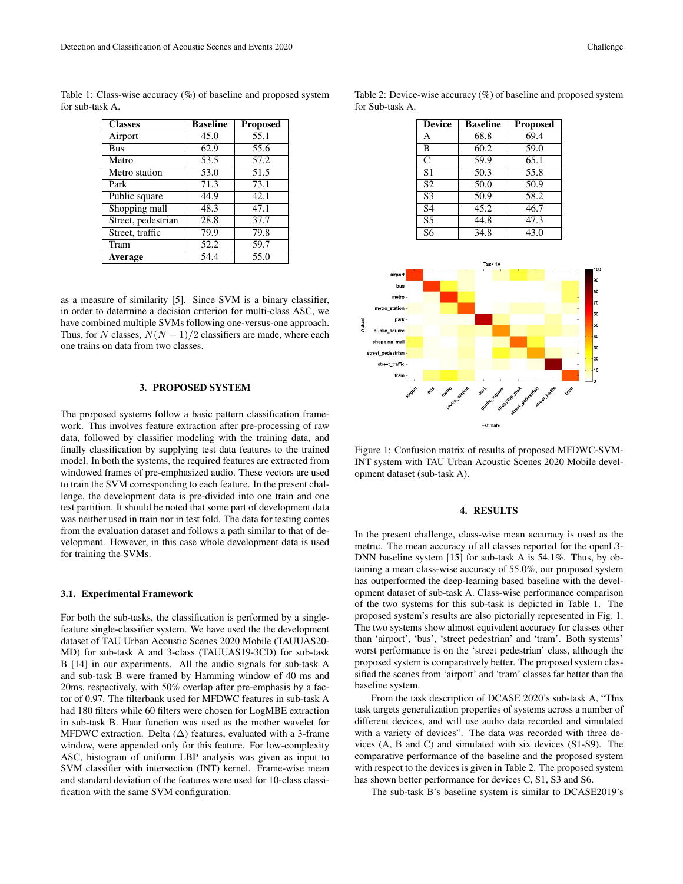Table 1: Class-wise accuracy (%) of baseline and proposed system for sub-task A.

| Classes | Baseline | Proposed |
|---|---|---|
| Airport | 45.0 | 55.1 |
| Bus | 62.9 | 55.6 |
| Metro | 53.5 | 57.2 |
| Metro station | 53.0 | 51.5 |
| Park | 71.3 | 73.1 |
| Public square | 44.9 | 42.1 |
| Shopping mall | 48.3 | 47.1 |
| Street, pedestrian | 28.8 | 37.7 |
| Street, traffic | 79.9 | 79.8 |
| Tram | 52.2 | 59.7 |
| **Average** | 54.4 | 55.0 |

as a measure of similarity [5]. Since SVM is a binary classifier, in order to determine a decision criterion for multi-class ASC, we have combined multiple SVMs following one-versus-one approach. Thus, for $N$ classes, $N(N-1)/2$ classifiers are made, where each one trains on data from two classes.

## 3. PROPOSED SYSTEM

The proposed systems follow a basic pattern classification framework. This involves feature extraction after pre-processing of raw data, followed by classifier modeling with the training data, and finally classification by supplying test data features to the trained model. In both the systems, the required features are extracted from windowed frames of pre-emphasized audio. These vectors are used to train the SVM corresponding to each feature. In the present challenge, the development data is pre-divided into one train and one test partition. It should be noted that some part of development data was neither used in train nor in test fold. The data for testing comes from the evaluation dataset and follows a path similar to that of development. However, in this case whole development data is used for training the SVMs.

### 3.1. Experimental Framework

For both the sub-tasks, the classification is performed by a single-feature single-classifier system. We have used the the development dataset of TAU Urban Acoustic Scenes 2020 Mobile (TAUUAS20-MD) for sub-task A and 3-class (TAUUAS19-3CD) for sub-task B [14] in our experiments. All the audio signals for sub-task A and sub-task B were framed by Hamming window of 40 ms and 20ms, respectively, with 50% overlap after pre-emphasis by a factor of 0.97. The filterbank used for MFDWC features in sub-task A had 180 filters while 60 filters were chosen for LogMBE extraction in sub-task B. Haar function was used as the mother wavelet for MFDWC extraction. Delta ($\Delta$) features, evaluated with a 3-frame window, were appended only for this feature. For low-complexity ASC, histogram of uniform LBP analysis was given as input to SVM classifier with intersection (INT) kernel. Frame-wise mean and standard deviation of the features were used for 10-class classification with the same SVM configuration.

Table 2: Device-wise accuracy (%) of baseline and proposed system for Sub-task A.

| Device | Baseline | Proposed |
|---|---|---|
| A | 68.8 | 69.4 |
| B | 60.2 | 59.0 |
| C | 59.9 | 65.1 |
| S1 | 50.3 | 55.8 |
| S2 | 50.0 | 50.9 |
| S3 | 50.9 | 58.2 |
| S4 | 45.2 | 46.7 |
| S5 | 44.8 | 47.3 |
| S6 | 34.8 | 43.0 |

Figure 1: Confusion matrix of results of proposed MFDWC-SVM-INT system with TAU Urban Acoustic Scenes 2020 Mobile development dataset (sub-task A).

## 4. RESULTS

In the present challenge, class-wise mean accuracy is used as the metric. The mean accuracy of all classes reported for the openL3-DNN baseline system [15] for sub-task A is 54.1%. Thus, by obtaining a mean class-wise accuracy of 55.0%, our proposed system has outperformed the deep-learning based baseline with the development dataset of sub-task A. Class-wise performance comparison of the two systems for this sub-task is depicted in Table 1. The proposed system's results are also pictorially represented in Fig. 1. The two systems show almost equivalent accuracy for classes other than 'airport', 'bus', 'street_pedestrian' and 'tram'. Both systems' worst performance is on the 'street_pedestrian' class, although the proposed system is comparatively better. The proposed system classified the scenes from 'airport' and 'tram' classes far better than the baseline system.

From the task description of DCASE 2020's sub-task A, "This task targets generalization properties of systems across a number of different devices, and will use audio data recorded and simulated with a variety of devices". The data was recorded with three devices (A, B and C) and simulated with six devices (S1-S9). The comparative performance of the baseline and the proposed system with respect to the devices is given in Table 2. The proposed system has shown better performance for devices C, S1, S3 and S6.

The sub-task B's baseline system is similar to DCASE2019's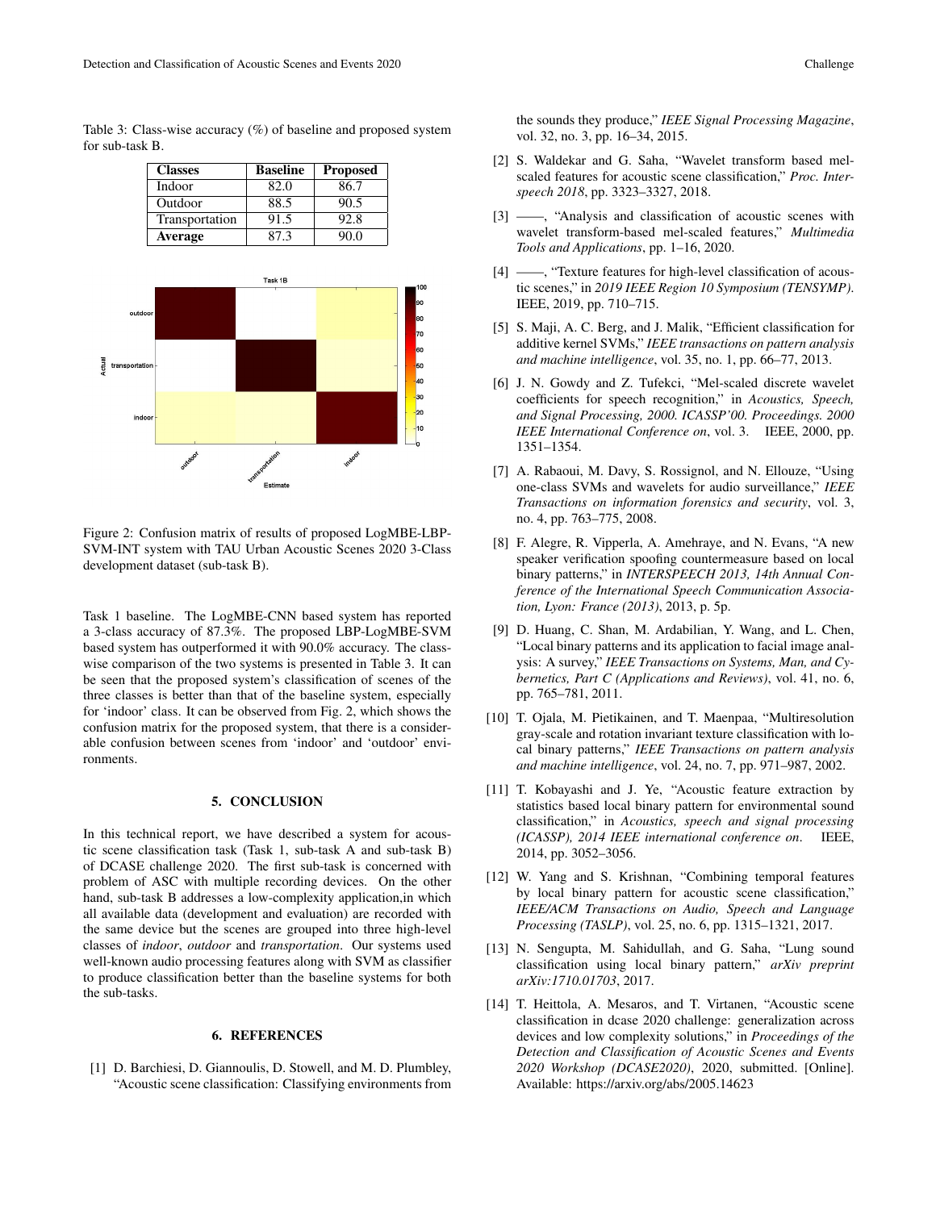Table 3: Class-wise accuracy (%) of baseline and proposed system for sub-task B.

| Classes | Baseline | Proposed |
|---|---|---|
| Indoor | 82.0 | 86.7 |
| Outdoor | 88.5 | 90.5 |
| Transportation | 91.5 | 92.8 |
| **Average** | 87.3 | 90.0 |

Figure 2: Confusion matrix of results of proposed LogMBE-LBP-SVM-INT system with TAU Urban Acoustic Scenes 2020 3-Class development dataset (sub-task B).

Task 1 baseline. The LogMBE-CNN based system has reported a 3-class accuracy of 87.3%. The proposed LBP-LogMBE-SVM based system has outperformed it with 90.0% accuracy. The class-wise comparison of the two systems is presented in Table 3. It can be seen that the proposed system's classification of scenes of the three classes is better than that of the baseline system, especially for 'indoor' class. It can be observed from Fig. 2, which shows the confusion matrix for the proposed system, that there is a considerable confusion between scenes from 'indoor' and 'outdoor' environments.

## 5. CONCLUSION

In this technical report, we have described a system for acoustic scene classification task (Task 1, sub-task A and sub-task B) of DCASE challenge 2020. The first sub-task is concerned with problem of ASC with multiple recording devices. On the other hand, sub-task B addresses a low-complexity application,in which all available data (development and evaluation) are recorded with the same device but the scenes are grouped into three high-level classes of *indoor*, *outdoor* and *transportation*. Our systems used well-known audio processing features along with SVM as classifier to produce classification better than the baseline systems for both the sub-tasks.

## 6. REFERENCES

[1] D. Barchiesi, D. Giannoulis, D. Stowell, and M. D. Plumbley, "Acoustic scene classification: Classifying environments from the sounds they produce," *IEEE Signal Processing Magazine*, vol. 32, no. 3, pp. 16–34, 2015.

[2] S. Waldekar and G. Saha, "Wavelet transform based mel-scaled features for acoustic scene classification," *Proc. Interspeech 2018*, pp. 3323–3327, 2018.

[3] ——, "Analysis and classification of acoustic scenes with wavelet transform-based mel-scaled features," *Multimedia Tools and Applications*, pp. 1–16, 2020.

[4] ——, "Texture features for high-level classification of acoustic scenes," in *2019 IEEE Region 10 Symposium (TENSYMP)*. IEEE, 2019, pp. 710–715.

[5] S. Maji, A. C. Berg, and J. Malik, "Efficient classification for additive kernel SVMs," *IEEE transactions on pattern analysis and machine intelligence*, vol. 35, no. 1, pp. 66–77, 2013.

[6] J. N. Gowdy and Z. Tufekci, "Mel-scaled discrete wavelet coefficients for speech recognition," in *Acoustics, Speech, and Signal Processing, 2000. ICASSP'00. Proceedings. 2000 IEEE International Conference on*, vol. 3. IEEE, 2000, pp. 1351–1354.

[7] A. Rabaoui, M. Davy, S. Rossignol, and N. Ellouze, "Using one-class SVMs and wavelets for audio surveillance," *IEEE Transactions on information forensics and security*, vol. 3, no. 4, pp. 763–775, 2008.

[8] F. Alegre, R. Vipperla, A. Amehraye, and N. Evans, "A new speaker verification spoofing countermeasure based on local binary patterns," in *INTERSPEECH 2013, 14th Annual Conference of the International Speech Communication Association, Lyon: France (2013)*, 2013, p. 5p.

[9] D. Huang, C. Shan, M. Ardabilian, Y. Wang, and L. Chen, "Local binary patterns and its application to facial image analysis: A survey," *IEEE Transactions on Systems, Man, and Cybernetics, Part C (Applications and Reviews)*, vol. 41, no. 6, pp. 765–781, 2011.

[10] T. Ojala, M. Pietikainen, and T. Maenpaa, "Multiresolution gray-scale and rotation invariant texture classification with local binary patterns," *IEEE Transactions on pattern analysis and machine intelligence*, vol. 24, no. 7, pp. 971–987, 2002.

[11] T. Kobayashi and J. Ye, "Acoustic feature extraction by statistics based local binary pattern for environmental sound classification," in *Acoustics, speech and signal processing (ICASSP), 2014 IEEE international conference on*. IEEE, 2014, pp. 3052–3056.

[12] W. Yang and S. Krishnan, "Combining temporal features by local binary pattern for acoustic scene classification," *IEEE/ACM Transactions on Audio, Speech and Language Processing (TASLP)*, vol. 25, no. 6, pp. 1315–1321, 2017.

[13] N. Sengupta, M. Sahidullah, and G. Saha, "Lung sound classification using local binary pattern," *arXiv preprint arXiv:1710.01703*, 2017.

[14] T. Heittola, A. Mesaros, and T. Virtanen, "Acoustic scene classification in dcase 2020 challenge: generalization across devices and low complexity solutions," in *Proceedings of the Detection and Classification of Acoustic Scenes and Events 2020 Workshop (DCASE2020)*, 2020, submitted. [Online]. Available: https://arxiv.org/abs/2005.14623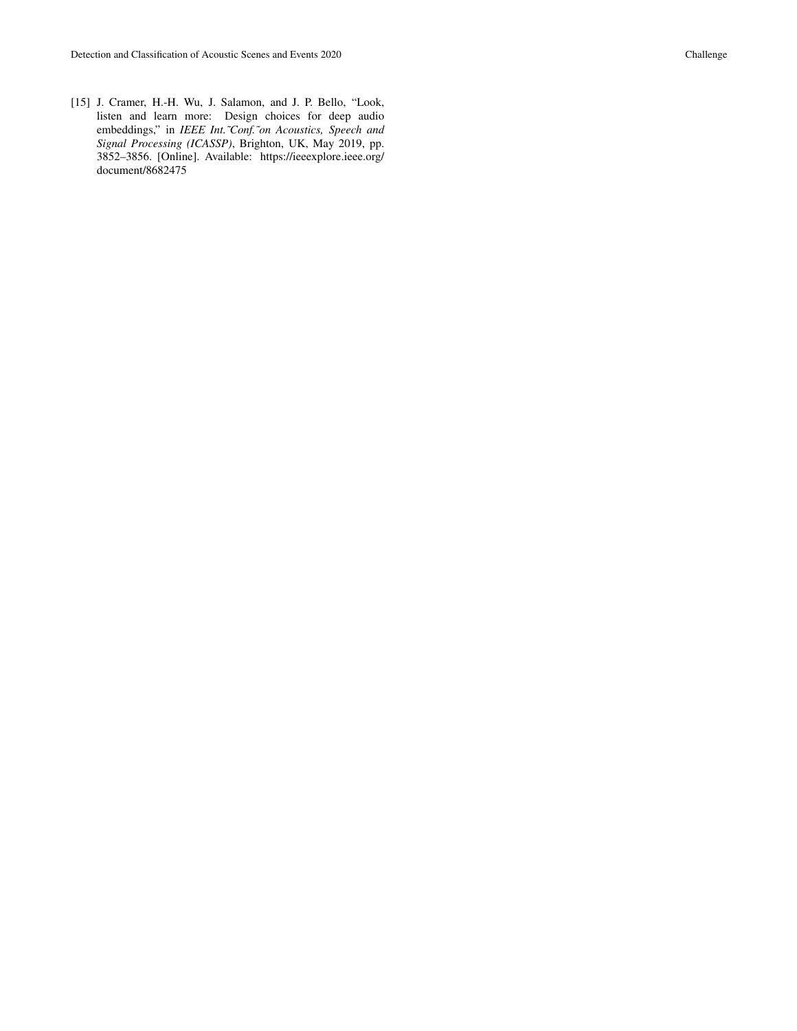[15] J. Cramer, H.-H. Wu, J. Salamon, and J. P. Bello, "Look, listen and learn more: Design choices for deep audio embeddings," in *IEEE Int.˜Conf.˜on Acoustics, Speech and Signal Processing (ICASSP)*, Brighton, UK, May 2019, pp. 3852–3856. [Online]. Available: https://ieeexplore.ieee.org/document/8682475